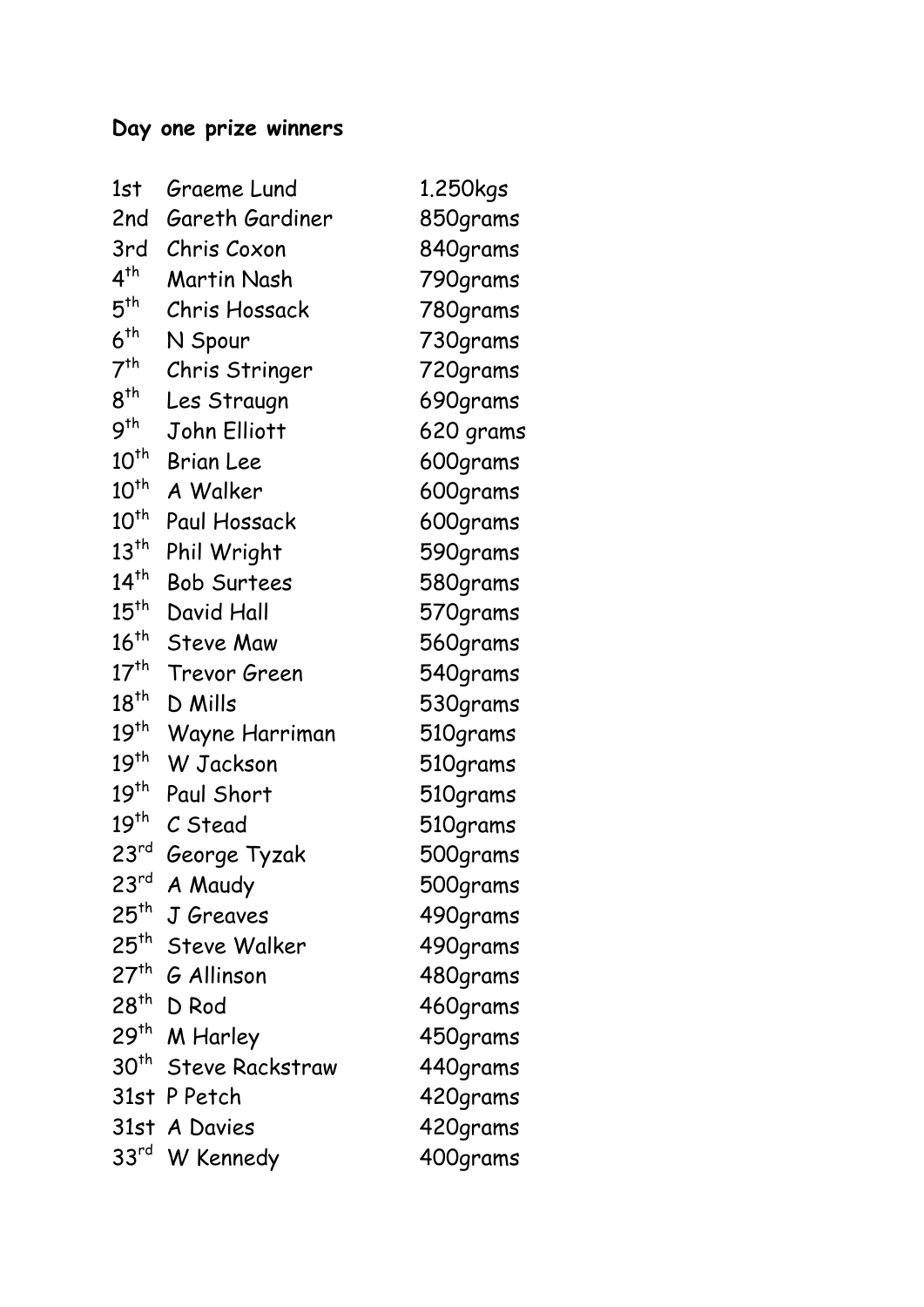**Day one prize winners**

| | | |
|---|---|---|
| 1st | Graeme Lund | 1.250kgs |
| 2nd | Gareth Gardiner | 850grams |
| 3rd | Chris Coxon | 840grams |
| 4th | Martin Nash | 790grams |
| 5th | Chris Hossack | 780grams |
| 6th | N Spour | 730grams |
| 7th | Chris Stringer | 720grams |
| 8th | Les Straugn | 690grams |
| 9th | John Elliott | 620 grams |
| 10th | Brian Lee | 600grams |
| 10th | A Walker | 600grams |
| 10th | Paul Hossack | 600grams |
| 13th | Phil Wright | 590grams |
| 14th | Bob Surtees | 580grams |
| 15th | David Hall | 570grams |
| 16th | Steve Maw | 560grams |
| 17th | Trevor Green | 540grams |
| 18th | D Mills | 530grams |
| 19th | Wayne Harriman | 510grams |
| 19th | W Jackson | 510grams |
| 19th | Paul Short | 510grams |
| 19th | C Stead | 510grams |
| 23rd | George Tyzak | 500grams |
| 23rd | A Maudy | 500grams |
| 25th | J Greaves | 490grams |
| 25th | Steve Walker | 490grams |
| 27th | G Allinson | 480grams |
| 28th | D Rod | 460grams |
| 29th | M Harley | 450grams |
| 30th | Steve Rackstraw | 440grams |
| 31st | P Petch | 420grams |
| 31st | A Davies | 420grams |
| 33rd | W Kennedy | 400grams |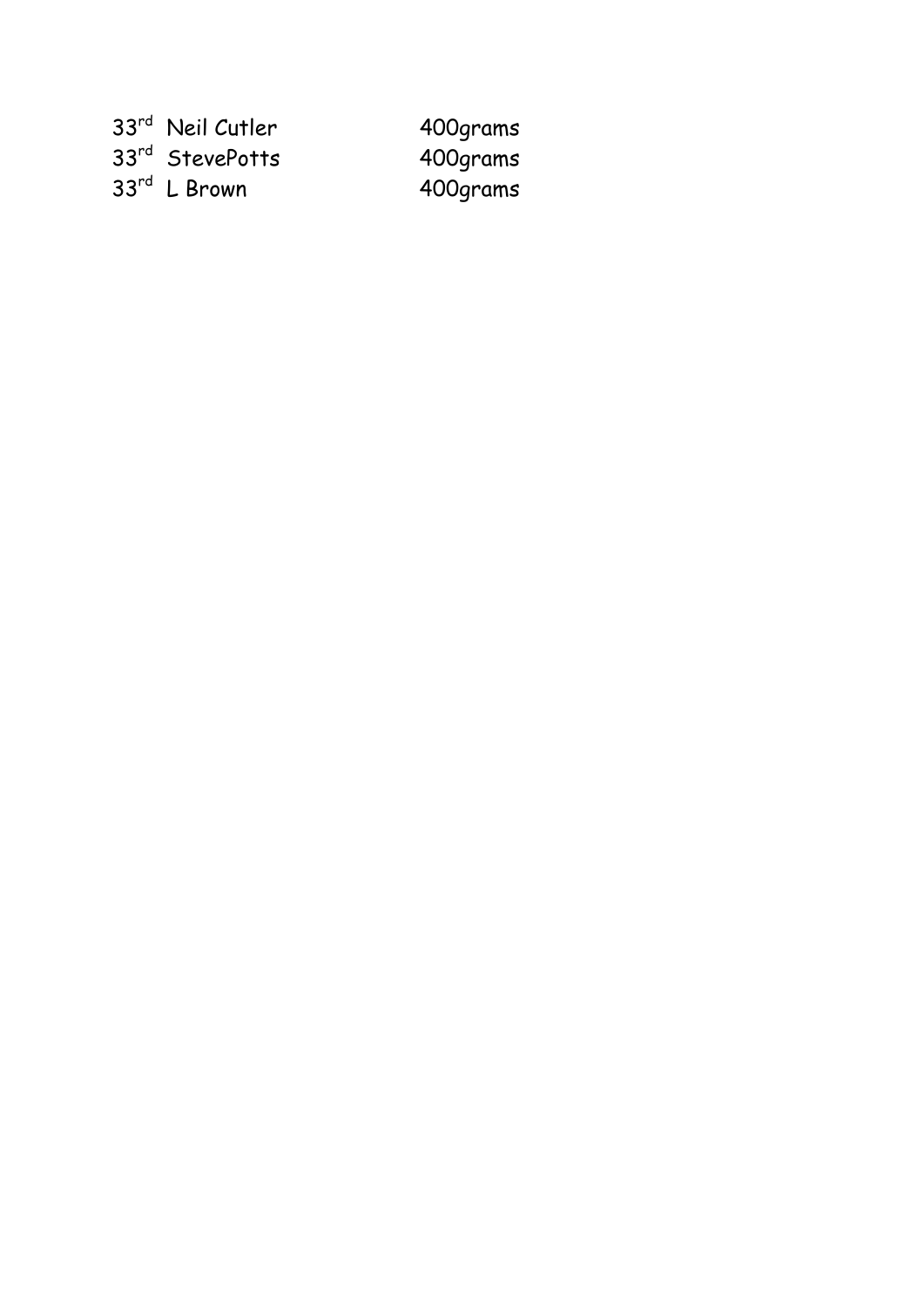| | | |
|---|---|---|
| 33rd | Neil Cutler | 400grams |
| 33rd | StevePotts | 400grams |
| 33rd | L Brown | 400grams |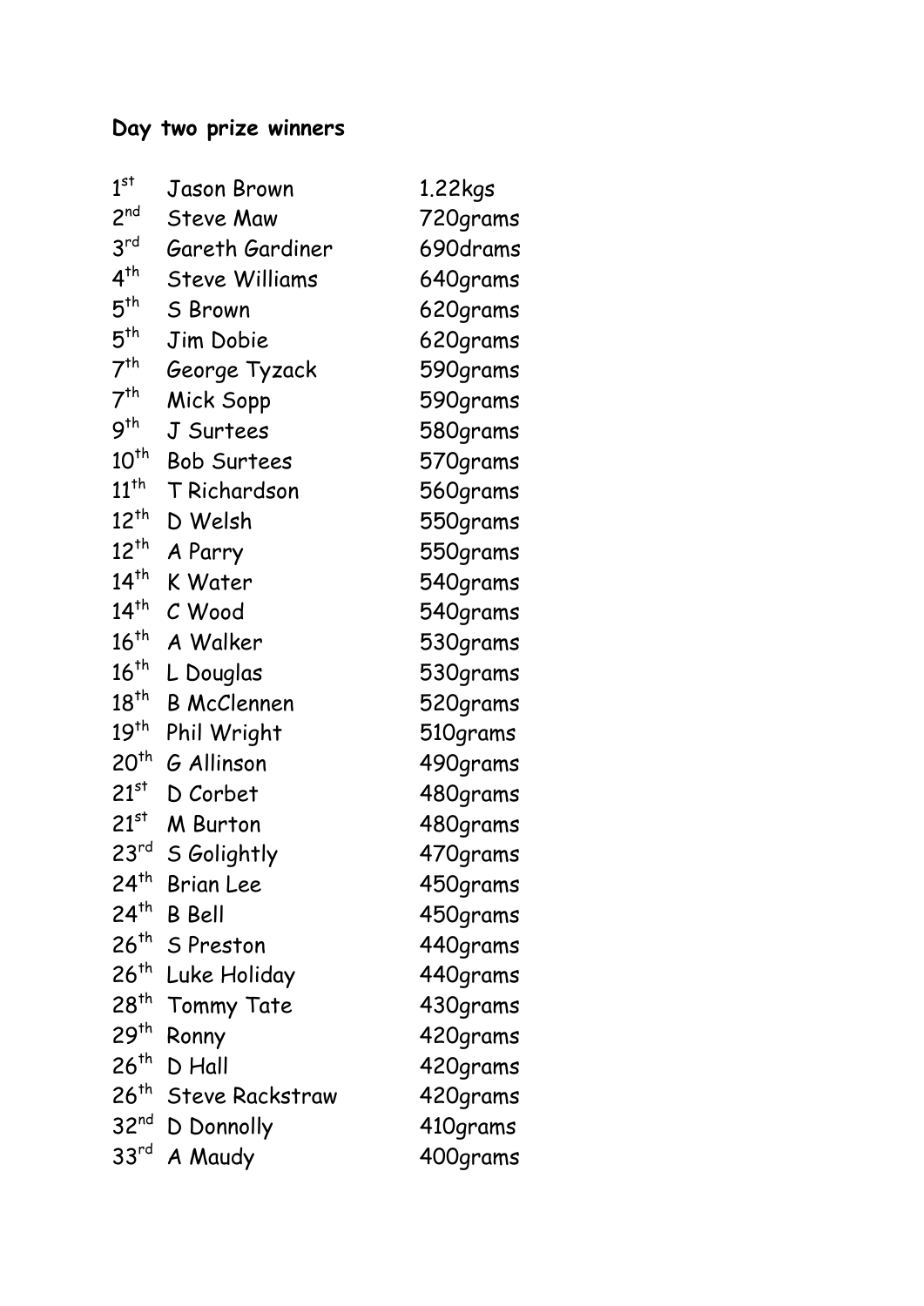**Day two prize winners**

| | | |
|---|---|---|
| 1st | Jason Brown | 1.22kgs |
| 2nd | Steve Maw | 720grams |
| 3rd | Gareth Gardiner | 690drams |
| 4th | Steve Williams | 640grams |
| 5th | S Brown | 620grams |
| 5th | Jim Dobie | 620grams |
| 7th | George Tyzack | 590grams |
| 7th | Mick Sopp | 590grams |
| 9th | J Surtees | 580grams |
| 10th | Bob Surtees | 570grams |
| 11th | T Richardson | 560grams |
| 12th | D Welsh | 550grams |
| 12th | A Parry | 550grams |
| 14th | K Water | 540grams |
| 14th | C Wood | 540grams |
| 16th | A Walker | 530grams |
| 16th | L Douglas | 530grams |
| 18th | B McClennen | 520grams |
| 19th | Phil Wright | 510grams |
| 20th | G Allinson | 490grams |
| 21st | D Corbet | 480grams |
| 21st | M Burton | 480grams |
| 23rd | S Golightly | 470grams |
| 24th | Brian Lee | 450grams |
| 24th | B Bell | 450grams |
| 26th | S Preston | 440grams |
| 26th | Luke Holiday | 440grams |
| 28th | Tommy Tate | 430grams |
| 29th | Ronny | 420grams |
| 26th | D Hall | 420grams |
| 26th | Steve Rackstraw | 420grams |
| 32nd | D Donnolly | 410grams |
| 33rd | A Maudy | 400grams |